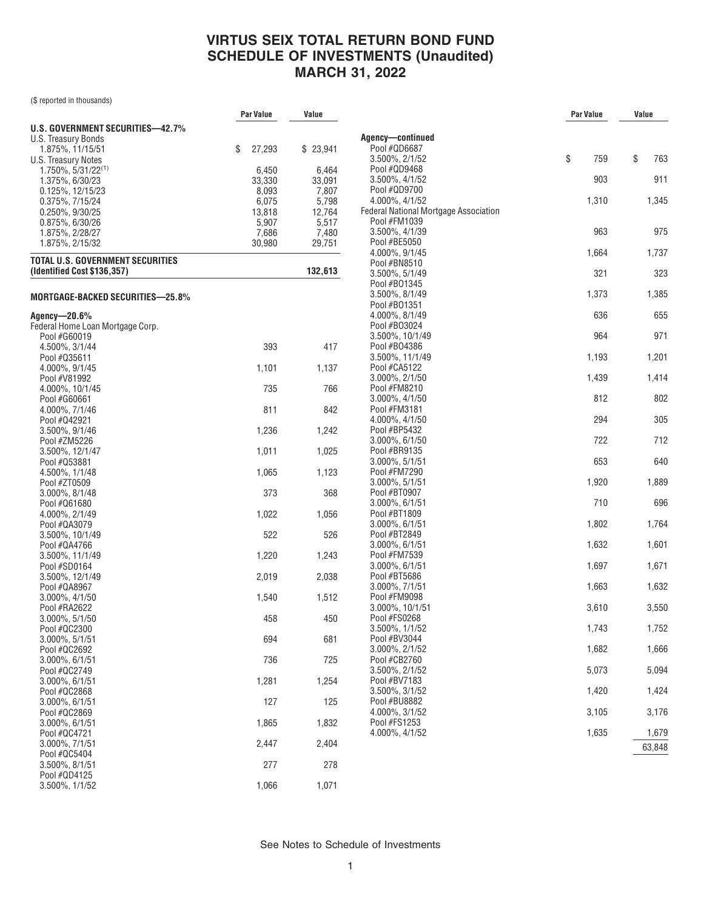# VIRTUS SEIX TOTAL RETURN BOND FUND
# SCHEDULE OF INVESTMENTS (Unaudited)
# MARCH 31, 2022

($ reported in thousands)

| | Par Value | Value |
|---|---|---|
| **U.S. GOVERNMENT SECURITIES—42.7%** | | |
| U.S. Treasury Bonds | | |
| 1.875%, 11/15/51 | $ 27,293 | $ 23,941 |
| U.S. Treasury Notes | | |
| 1.750%, 5/31/22[(1)] | 6,450 | 6,464 |
| 1.375%, 6/30/23 | 33,330 | 33,091 |
| 0.125%, 12/15/23 | 8,093 | 7,807 |
| 0.375%, 7/15/24 | 6,075 | 5,798 |
| 0.250%, 9/30/25 | 13,818 | 12,764 |
| 0.875%, 6/30/26 | 5,907 | 5,517 |
| 1.875%, 2/28/27 | 7,686 | 7,480 |
| 1.875%, 2/15/32 | 30,980 | 29,751 |
| **TOTAL U.S. GOVERNMENT SECURITIES (Identified Cost $136,357)** | | **132,613** |
| | | |
| **MORTGAGE-BACKED SECURITIES—25.8%** | | |
| | | |
| **Agency—20.6%** | | |
| Federal Home Loan Mortgage Corp. | | |
| Pool #G60019 4.500%, 3/1/44 | 393 | 417 |
| Pool #Q35611 4.000%, 9/1/45 | 1,101 | 1,137 |
| Pool #V81992 4.000%, 10/1/45 | 735 | 766 |
| Pool #G60661 4.000%, 7/1/46 | 811 | 842 |
| Pool #Q42921 3.500%, 9/1/46 | 1,236 | 1,242 |
| Pool #ZM5226 3.500%, 12/1/47 | 1,011 | 1,025 |
| Pool #Q53881 4.500%, 1/1/48 | 1,065 | 1,123 |
| Pool #ZT0509 3.000%, 8/1/48 | 373 | 368 |
| Pool #Q61680 4.000%, 2/1/49 | 1,022 | 1,056 |
| Pool #QA3079 3.500%, 10/1/49 | 522 | 526 |
| Pool #QA4766 3.500%, 11/1/49 | 1,220 | 1,243 |
| Pool #SD0164 3.500%, 12/1/49 | 2,019 | 2,038 |
| Pool #QA8967 3.000%, 4/1/50 | 1,540 | 1,512 |
| Pool #RA2622 3.000%, 5/1/50 | 458 | 450 |
| Pool #QC2300 3.000%, 5/1/51 | 694 | 681 |
| Pool #QC2692 3.000%, 6/1/51 | 736 | 725 |
| Pool #QC2749 3.000%, 6/1/51 | 1,281 | 1,254 |
| Pool #QC2868 3.000%, 6/1/51 | 127 | 125 |
| Pool #QC2869 3.000%, 6/1/51 | 1,865 | 1,832 |
| Pool #QC4721 3.000%, 7/1/51 | 2,447 | 2,404 |
| Pool #QC5404 3.500%, 8/1/51 | 277 | 278 |
| Pool #QD4125 3.500%, 1/1/52 | 1,066 | 1,071 |
| **Agency—continued** | | |
| Pool #QD6687 3.500%, 2/1/52 | $ 759 | $ 763 |
| Pool #QD9468 3.500%, 4/1/52 | 903 | 911 |
| Pool #QD9700 4.000%, 4/1/52 | 1,310 | 1,345 |
| Federal National Mortgage Association | | |
| Pool #FM1039 3.500%, 4/1/39 | 963 | 975 |
| Pool #BE5050 4.000%, 9/1/45 | 1,664 | 1,737 |
| Pool #BN8510 3.500%, 5/1/49 | 321 | 323 |
| Pool #BO1345 3.500%, 8/1/49 | 1,373 | 1,385 |
| Pool #BO1351 4.000%, 8/1/49 | 636 | 655 |
| Pool #BO3024 3.500%, 10/1/49 | 964 | 971 |
| Pool #BO4386 3.500%, 11/1/49 | 1,193 | 1,201 |
| Pool #CA5122 3.000%, 2/1/50 | 1,439 | 1,414 |
| Pool #FM8210 3.000%, 4/1/50 | 812 | 802 |
| Pool #FM3181 4.000%, 4/1/50 | 294 | 305 |
| Pool #BP5432 3.000%, 6/1/50 | 722 | 712 |
| Pool #BR9135 3.000%, 5/1/51 | 653 | 640 |
| Pool #FM7290 3.000%, 5/1/51 | 1,920 | 1,889 |
| Pool #BT0907 3.000%, 6/1/51 | 710 | 696 |
| Pool #BT1809 3.000%, 6/1/51 | 1,802 | 1,764 |
| Pool #BT2849 3.000%, 6/1/51 | 1,632 | 1,601 |
| Pool #FM7539 3.000%, 6/1/51 | 1,697 | 1,671 |
| Pool #BT5686 3.000%, 7/1/51 | 1,663 | 1,632 |
| Pool #FM9098 3.000%, 10/1/51 | 3,610 | 3,550 |
| Pool #FS0268 3.500%, 1/1/52 | 1,743 | 1,752 |
| Pool #BV3044 3.000%, 2/1/52 | 1,682 | 1,666 |
| Pool #CB2760 3.500%, 2/1/52 | 5,073 | 5,094 |
| Pool #BV7183 3.500%, 3/1/52 | 1,420 | 1,424 |
| Pool #BU8882 4.000%, 3/1/52 | 3,105 | 3,176 |
| Pool #FS1253 4.000%, 4/1/52 | 1,635 | 1,679 |
| | | 63,848 |

See Notes to Schedule of Investments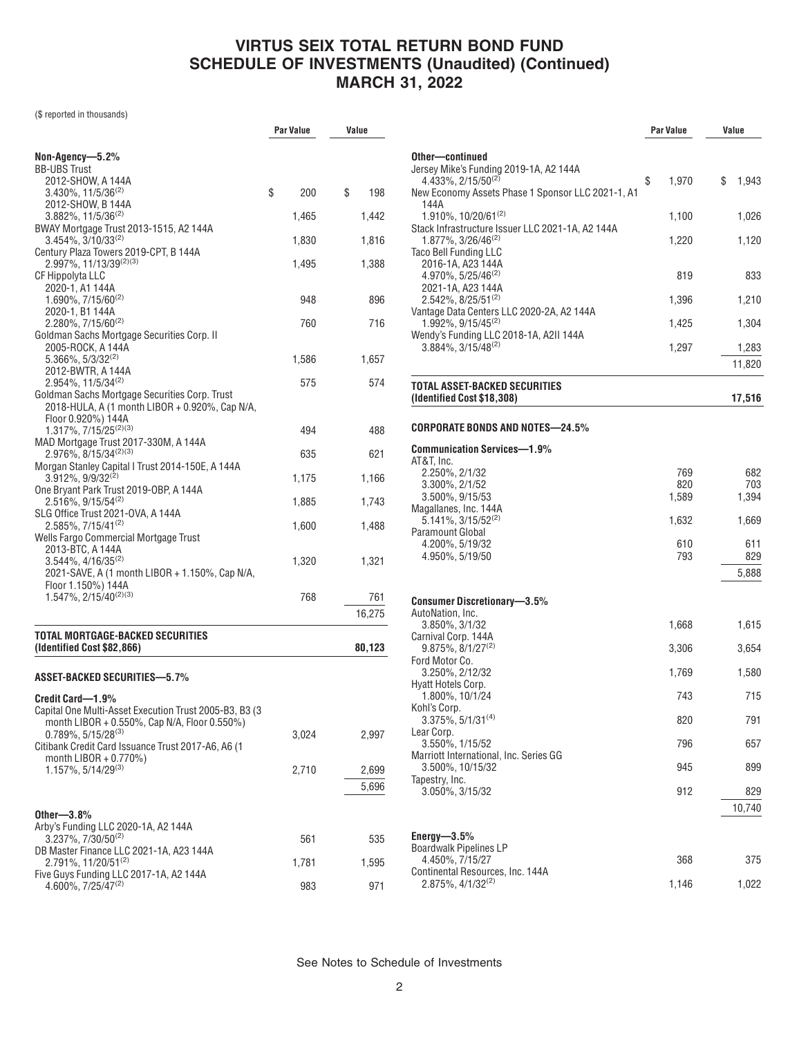# VIRTUS SEIX TOTAL RETURN BOND FUND
## SCHEDULE OF INVESTMENTS (Unaudited) (Continued)
## MARCH 31, 2022

($ reported in thousands)

| | Par Value | Value |
|---|---|---|
| **Non-Agency—5.2%** | | |
| BB-UBS Trust | | |
| 2012-SHOW, A 144A 3.430%, 11/5/36[(2)] | $ 200 | $ 198 |
| 2012-SHOW, B 144A 3.882%, 11/5/36[(2)] | 1,465 | 1,442 |
| BWAY Mortgage Trust 2013-1515, A2 144A 3.454%, 3/10/33[(2)] | 1,830 | 1,816 |
| Century Plaza Towers 2019-CPT, B 144A 2.997%, 11/13/39[(2)(3)] | 1,495 | 1,388 |
| CF Hippolyta LLC | | |
| 2020-1, A1 144A 1.690%, 7/15/60[(2)] | 948 | 896 |
| 2020-1, B1 144A 2.280%, 7/15/60[(2)] | 760 | 716 |
| Goldman Sachs Mortgage Securities Corp. II | | |
| 2005-ROCK, A 144A 5.366%, 5/3/32[(2)] | 1,586 | 1,657 |
| 2012-BWTR, A 144A 2.954%, 11/5/34[(2)] | 575 | 574 |
| Goldman Sachs Mortgage Securities Corp. Trust 2018-HULA, A (1 month LIBOR + 0.920%, Cap N/A, Floor 0.920%) 144A 1.317%, 7/15/25[(2)(3)] | 494 | 488 |
| MAD Mortgage Trust 2017-330M, A 144A 2.976%, 8/15/34[(2)(3)] | 635 | 621 |
| Morgan Stanley Capital I Trust 2014-150E, A 144A 3.912%, 9/9/32[(2)] | 1,175 | 1,166 |
| One Bryant Park Trust 2019-OBP, A 144A 2.516%, 9/15/54[(2)] | 1,885 | 1,743 |
| SLG Office Trust 2021-OVA, A 144A 2.585%, 7/15/41[(2)] | 1,600 | 1,488 |
| Wells Fargo Commercial Mortgage Trust | | |
| 2013-BTC, A 144A 3.544%, 4/16/35[(2)] | 1,320 | 1,321 |
| 2021-SAVE, A (1 month LIBOR + 1.150%, Cap N/A, Floor 1.150%) 144A 1.547%, 2/15/40[(2)(3)] | 768 | 761 |
| | | 16,275 |
| **TOTAL MORTGAGE-BACKED SECURITIES (Identified Cost $82,866)** | | **80,123** |
| **ASSET-BACKED SECURITIES—5.7%** | | |
| **Credit Card—1.9%** | | |
| Capital One Multi-Asset Execution Trust 2005-B3, B3 (3 month LIBOR + 0.550%, Cap N/A, Floor 0.550%) 0.789%, 5/15/28[(3)] | 3,024 | 2,997 |
| Citibank Credit Card Issuance Trust 2017-A6, A6 (1 month LIBOR + 0.770%) 1.157%, 5/14/29[(3)] | 2,710 | 2,699 |
| | | 5,696 |
| **Other—3.8%** | | |
| Arby's Funding LLC 2020-1A, A2 144A 3.237%, 7/30/50[(2)] | 561 | 535 |
| DB Master Finance LLC 2021-1A, A23 144A 2.791%, 11/20/51[(2)] | 1,781 | 1,595 |
| Five Guys Funding LLC 2017-1A, A2 144A 4.600%, 7/25/47[(2)] | 983 | 971 |
| **Other—continued** | | |
| Jersey Mike's Funding 2019-1A, A2 144A 4.433%, 2/15/50[(2)] | $ 1,970 | $ 1,943 |
| New Economy Assets Phase 1 Sponsor LLC 2021-1, A1 144A 1.910%, 10/20/61[(2)] | 1,100 | 1,026 |
| Stack Infrastructure Issuer LLC 2021-1A, A2 144A 1.877%, 3/26/46[(2)] | 1,220 | 1,120 |
| Taco Bell Funding LLC | | |
| 2016-1A, A23 144A 4.970%, 5/25/46[(2)] | 819 | 833 |
| 2021-1A, A23 144A 2.542%, 8/25/51[(2)] | 1,396 | 1,210 |
| Vantage Data Centers LLC 2020-2A, A2 144A 1.992%, 9/15/45[(2)] | 1,425 | 1,304 |
| Wendy's Funding LLC 2018-1A, A2II 144A 3.884%, 3/15/48[(2)] | 1,297 | 1,283 |
| | | 11,820 |
| **TOTAL ASSET-BACKED SECURITIES (Identified Cost $18,308)** | | **17,516** |
| **CORPORATE BONDS AND NOTES—24.5%** | | |
| **Communication Services—1.9%** | | |
| AT&T, Inc. | | |
| 2.250%, 2/1/32 | 769 | 682 |
| 3.300%, 2/1/52 | 820 | 703 |
| 3.500%, 9/15/53 | 1,589 | 1,394 |
| Magallanes, Inc. 144A 5.141%, 3/15/52[(2)] | 1,632 | 1,669 |
| Paramount Global | | |
| 4.200%, 5/19/32 | 610 | 611 |
| 4.950%, 5/19/50 | 793 | 829 |
| | | 5,888 |
| **Consumer Discretionary—3.5%** | | |
| AutoNation, Inc. 3.850%, 3/1/32 | 1,668 | 1,615 |
| Carnival Corp. 144A 9.875%, 8/1/27[(2)] | 3,306 | 3,654 |
| Ford Motor Co. 3.250%, 2/12/32 | 1,769 | 1,580 |
| Hyatt Hotels Corp. 1.800%, 10/1/24 | 743 | 715 |
| Kohl's Corp. 3.375%, 5/1/31[(4)] | 820 | 791 |
| Lear Corp. 3.550%, 1/15/52 | 796 | 657 |
| Marriott International, Inc. Series GG 3.500%, 10/15/32 | 945 | 899 |
| Tapestry, Inc. 3.050%, 3/15/32 | 912 | 829 |
| | | 10,740 |
| **Energy—3.5%** | | |
| Boardwalk Pipelines LP 4.450%, 7/15/27 | 368 | 375 |
| Continental Resources, Inc. 144A 2.875%, 4/1/32[(2)] | 1,146 | 1,022 |

See Notes to Schedule of Investments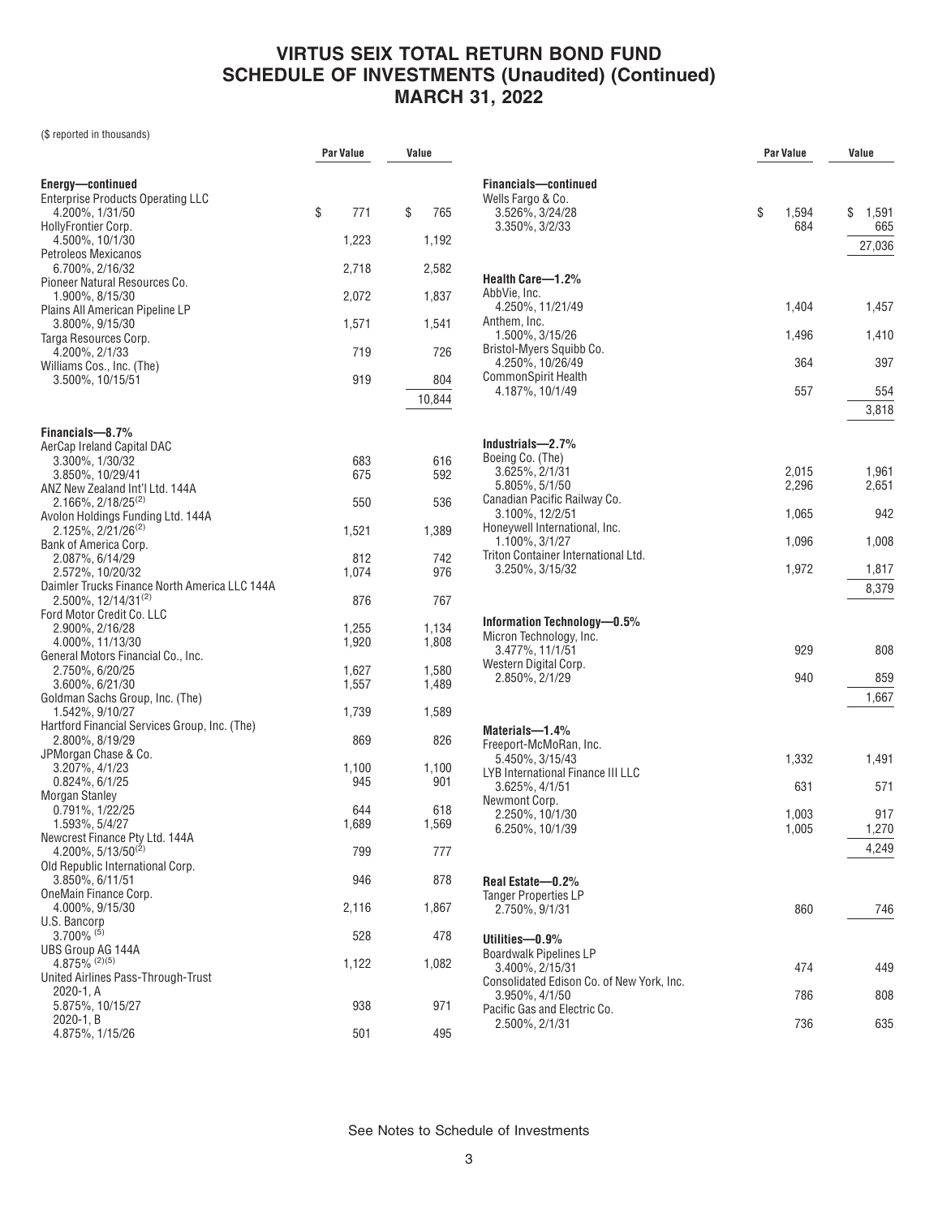# VIRTUS SEIX TOTAL RETURN BOND FUND
## SCHEDULE OF INVESTMENTS (Unaudited) (Continued)
## MARCH 31, 2022

($ reported in thousands)

| | Par Value | Value |
|---|---|---|
| **Energy—continued** | | |
| Enterprise Products Operating LLC | | |
| 4.200%, 1/31/50 | $ 771 | $ 765 |
| HollyFrontier Corp. | | |
| 4.500%, 10/1/30 | 1,223 | 1,192 |
| Petroleos Mexicanos | | |
| 6.700%, 2/16/32 | 2,718 | 2,582 |
| Pioneer Natural Resources Co. | | |
| 1.900%, 8/15/30 | 2,072 | 1,837 |
| Plains All American Pipeline LP | | |
| 3.800%, 9/15/30 | 1,571 | 1,541 |
| Targa Resources Corp. | | |
| 4.200%, 2/1/33 | 719 | 726 |
| Williams Cos., Inc. (The) | | |
| 3.500%, 10/15/51 | 919 | 804 |
| | | 10,844 |
| **Financials—8.7%** | | |
| AerCap Ireland Capital DAC | | |
| 3.300%, 1/30/32 | 683 | 616 |
| 3.850%, 10/29/41 | 675 | 592 |
| ANZ New Zealand Int'l Ltd. 144A | | |
| 2.166%, 2/18/25[(2)] | 550 | 536 |
| Avolon Holdings Funding Ltd. 144A | | |
| 2.125%, 2/21/26[(2)] | 1,521 | 1,389 |
| Bank of America Corp. | | |
| 2.087%, 6/14/29 | 812 | 742 |
| 2.572%, 10/20/32 | 1,074 | 976 |
| Daimler Trucks Finance North America LLC 144A | | |
| 2.500%, 12/14/31[(2)] | 876 | 767 |
| Ford Motor Credit Co. LLC | | |
| 2.900%, 2/16/28 | 1,255 | 1,134 |
| 4.000%, 11/13/30 | 1,920 | 1,808 |
| General Motors Financial Co., Inc. | | |
| 2.750%, 6/20/25 | 1,627 | 1,580 |
| 3.600%, 6/21/30 | 1,557 | 1,489 |
| Goldman Sachs Group, Inc. (The) | | |
| 1.542%, 9/10/27 | 1,739 | 1,589 |
| Hartford Financial Services Group, Inc. (The) | | |
| 2.800%, 8/19/29 | 869 | 826 |
| JPMorgan Chase & Co. | | |
| 3.207%, 4/1/23 | 1,100 | 1,100 |
| 0.824%, 6/1/25 | 945 | 901 |
| Morgan Stanley | | |
| 0.791%, 1/22/25 | 644 | 618 |
| 1.593%, 5/4/27 | 1,689 | 1,569 |
| Newcrest Finance Pty Ltd. 144A | | |
| 4.200%, 5/13/50[(2)] | 799 | 777 |
| Old Republic International Corp. | | |
| 3.850%, 6/11/51 | 946 | 878 |
| OneMain Finance Corp. | | |
| 4.000%, 9/15/30 | 2,116 | 1,867 |
| U.S. Bancorp | | |
| 3.700%[(5)] | 528 | 478 |
| UBS Group AG 144A | | |
| 4.875%[(2)(5)] | 1,122 | 1,082 |
| United Airlines Pass-Through-Trust | | |
| 2020-1, A | | |
| 5.875%, 10/15/27 | 938 | 971 |
| 2020-1, B | | |
| 4.875%, 1/15/26 | 501 | 495 |
| **Financials—continued** | | |
| Wells Fargo & Co. | | |
| 3.526%, 3/24/28 | $ 1,594 | $ 1,591 |
| 3.350%, 3/2/33 | 684 | 665 |
| | | 27,036 |
| **Health Care—1.2%** | | |
| AbbVie, Inc. | | |
| 4.250%, 11/21/49 | 1,404 | 1,457 |
| Anthem, Inc. | | |
| 1.500%, 3/15/26 | 1,496 | 1,410 |
| Bristol-Myers Squibb Co. | | |
| 4.250%, 10/26/49 | 364 | 397 |
| CommonSpirit Health | | |
| 4.187%, 10/1/49 | 557 | 554 |
| | | 3,818 |
| **Industrials—2.7%** | | |
| Boeing Co. (The) | | |
| 3.625%, 2/1/31 | 2,015 | 1,961 |
| 5.805%, 5/1/50 | 2,296 | 2,651 |
| Canadian Pacific Railway Co. | | |
| 3.100%, 12/2/51 | 1,065 | 942 |
| Honeywell International, Inc. | | |
| 1.100%, 3/1/27 | 1,096 | 1,008 |
| Triton Container International Ltd. | | |
| 3.250%, 3/15/32 | 1,972 | 1,817 |
| | | 8,379 |
| **Information Technology—0.5%** | | |
| Micron Technology, Inc. | | |
| 3.477%, 11/1/51 | 929 | 808 |
| Western Digital Corp. | | |
| 2.850%, 2/1/29 | 940 | 859 |
| | | 1,667 |
| **Materials—1.4%** | | |
| Freeport-McMoRan, Inc. | | |
| 5.450%, 3/15/43 | 1,332 | 1,491 |
| LYB International Finance III LLC | | |
| 3.625%, 4/1/51 | 631 | 571 |
| Newmont Corp. | | |
| 2.250%, 10/1/30 | 1,003 | 917 |
| 6.250%, 10/1/39 | 1,005 | 1,270 |
| | | 4,249 |
| **Real Estate—0.2%** | | |
| Tanger Properties LP | | |
| 2.750%, 9/1/31 | 860 | 746 |
| **Utilities—0.9%** | | |
| Boardwalk Pipelines LP | | |
| 3.400%, 2/15/31 | 474 | 449 |
| Consolidated Edison Co. of New York, Inc. | | |
| 3.950%, 4/1/50 | 786 | 808 |
| Pacific Gas and Electric Co. | | |
| 2.500%, 2/1/31 | 736 | 635 |

See Notes to Schedule of Investments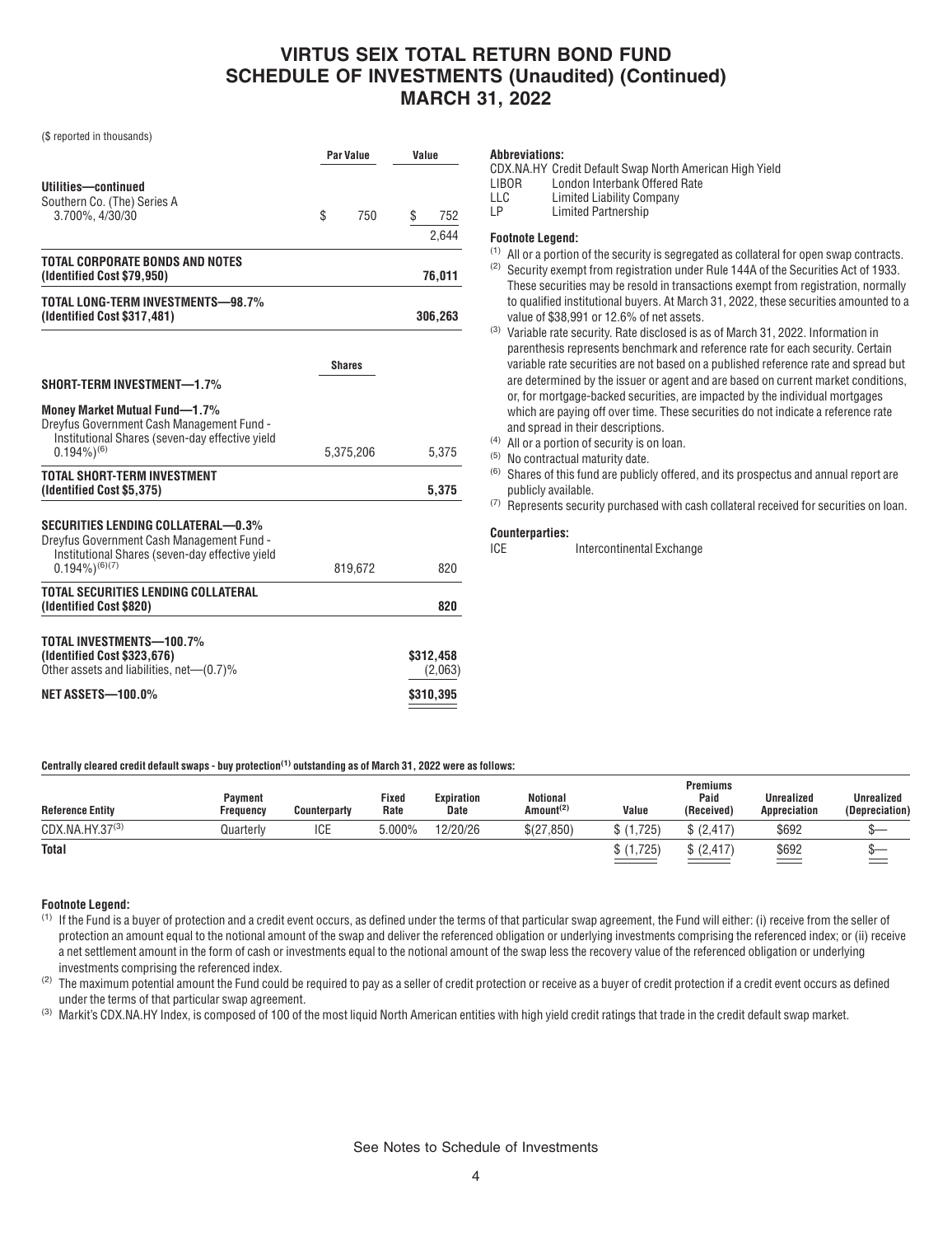# VIRTUS SEIX TOTAL RETURN BOND FUND
## SCHEDULE OF INVESTMENTS (Unaudited) (Continued)
## MARCH 31, 2022

($ reported in thousands)

| | Par Value | Value |
|---|---|---|
| **Utilities—continued** | | |
| Southern Co. (The) Series A 3.700%, 4/30/30 | $ 750 | $ 752 |
| | | 2,644 |
| **TOTAL CORPORATE BONDS AND NOTES (Identified Cost $79,950)** | | **76,011** |
| **TOTAL LONG-TERM INVESTMENTS—98.7% (Identified Cost $317,481)** | | **306,263** |

| | Shares | |
|---|---|---|
| **SHORT-TERM INVESTMENT—1.7%** | | |
| **Money Market Mutual Fund—1.7%** | | |
| Dreyfus Government Cash Management Fund - Institutional Shares (seven-day effective yield 0.194%)[6] | 5,375,206 | 5,375 |
| **TOTAL SHORT-TERM INVESTMENT (Identified Cost $5,375)** | | **5,375** |
| **SECURITIES LENDING COLLATERAL—0.3%** | | |
| Dreyfus Government Cash Management Fund - Institutional Shares (seven-day effective yield 0.194%)[6][7] | 819,672 | 820 |
| **TOTAL SECURITIES LENDING COLLATERAL (Identified Cost $820)** | | **820** |
| **TOTAL INVESTMENTS—100.7% (Identified Cost $323,676)** | | **$312,458** |
| Other assets and liabilities, net—(0.7)% | | (2,063) |
| **NET ASSETS—100.0%** | | **$310,395** |

**Abbreviations:**

CDX.NA.HY Credit Default Swap North American High Yield
LIBOR London Interbank Offered Rate
LLC Limited Liability Company
LP Limited Partnership

**Footnote Legend:**

(1) All or a portion of the security is segregated as collateral for open swap contracts.
(2) Security exempt from registration under Rule 144A of the Securities Act of 1933. These securities may be resold in transactions exempt from registration, normally to qualified institutional buyers. At March 31, 2022, these securities amounted to a value of $38,991 or 12.6% of net assets.
(3) Variable rate security. Rate disclosed is as of March 31, 2022. Information in parenthesis represents benchmark and reference rate for each security. Certain variable rate securities are not based on a published reference rate and spread but are determined by the issuer or agent and are based on current market conditions, or, for mortgage-backed securities, are impacted by the individual mortgages which are paying off over time. These securities do not indicate a reference rate and spread in their descriptions.
(4) All or a portion of security is on loan.
(5) No contractual maturity date.
(6) Shares of this fund are publicly offered, and its prospectus and annual report are publicly available.
(7) Represents security purchased with cash collateral received for securities on loan.

**Counterparties:**

ICE Intercontinental Exchange

**Centrally cleared credit default swaps - buy protection[1] outstanding as of March 31, 2022 were as follows:**

| Reference Entity | Payment Frequency | Counterparty | Fixed Rate | Expiration Date | Notional Amount[2] | Value | Premiums Paid (Received) | Unrealized Appreciation | Unrealized (Depreciation) |
|---|---|---|---|---|---|---|---|---|---|
| CDX.NA.HY.37[3] | Quarterly | ICE | 5.000% | 12/20/26 | $(27,850) | $ (1,725) | $ (2,417) | $692 | $— |
| **Total** | | | | | | $ (1,725) | $ (2,417) | $692 | $— |

**Footnote Legend:**

(1) If the Fund is a buyer of protection and a credit event occurs, as defined under the terms of that particular swap agreement, the Fund will either: (i) receive from the seller of protection an amount equal to the notional amount of the swap and deliver the referenced obligation or underlying investments comprising the referenced index; or (ii) receive a net settlement amount in the form of cash or investments equal to the notional amount of the swap less the recovery value of the referenced obligation or underlying investments comprising the referenced index.
(2) The maximum potential amount the Fund could be required to pay as a seller of credit protection or receive as a buyer of credit protection if a credit event occurs as defined under the terms of that particular swap agreement.
(3) Markit's CDX.NA.HY Index, is composed of 100 of the most liquid North American entities with high yield credit ratings that trade in the credit default swap market.

See Notes to Schedule of Investments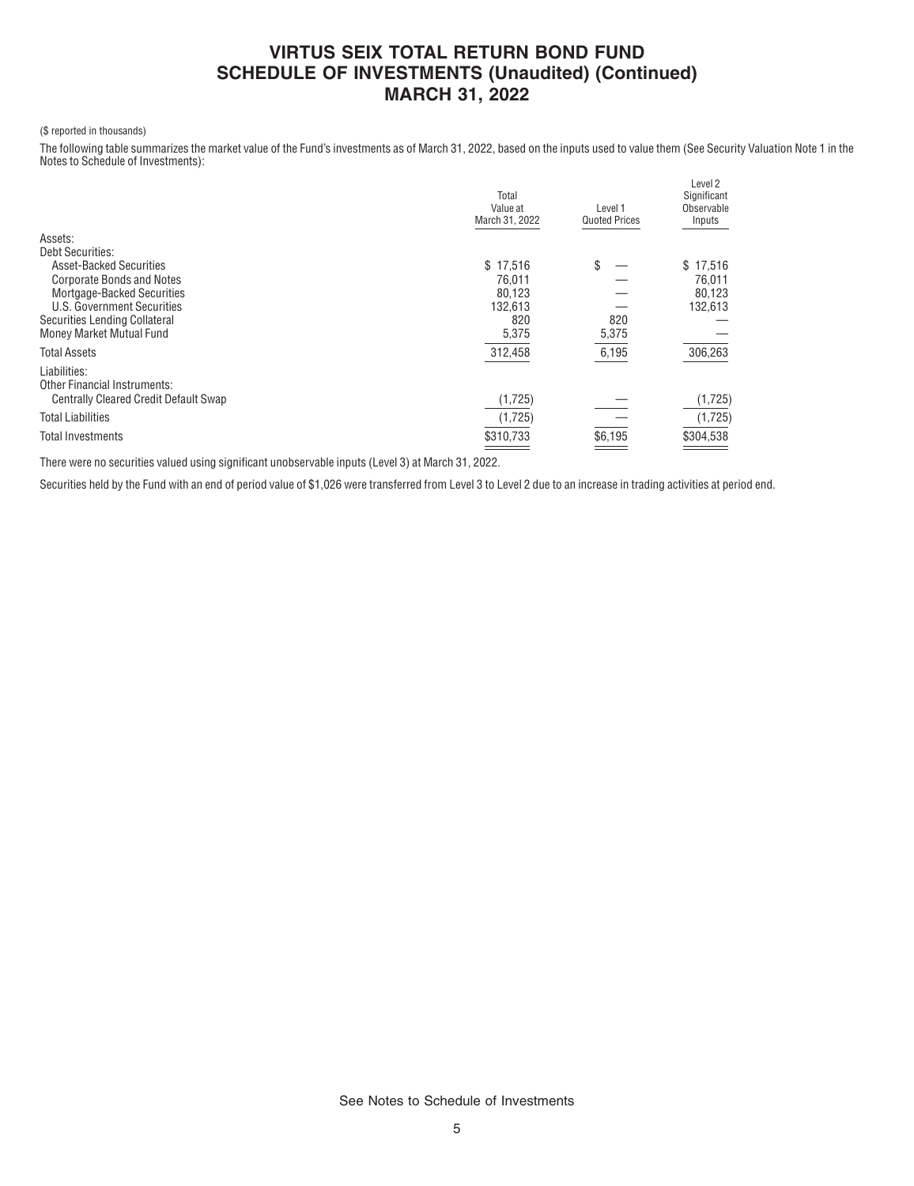# VIRTUS SEIX TOTAL RETURN BOND FUND
## SCHEDULE OF INVESTMENTS (Unaudited) (Continued)
## MARCH 31, 2022

($ reported in thousands)

The following table summarizes the market value of the Fund's investments as of March 31, 2022, based on the inputs used to value them (See Security Valuation Note 1 in the Notes to Schedule of Investments):

| | Total Value at March 31, 2022 | Level 1 Quoted Prices | Level 2 Significant Observable Inputs |
|---|---|---|---|
| Assets: | | | |
| Debt Securities: | | | |
| Asset-Backed Securities | $ 17,516 | $ — | $ 17,516 |
| Corporate Bonds and Notes | 76,011 | — | 76,011 |
| Mortgage-Backed Securities | 80,123 | — | 80,123 |
| U.S. Government Securities | 132,613 | — | 132,613 |
| Securities Lending Collateral | 820 | 820 | — |
| Money Market Mutual Fund | 5,375 | 5,375 | — |
| Total Assets | 312,458 | 6,195 | 306,263 |
| Liabilities: | | | |
| Other Financial Instruments: | | | |
| Centrally Cleared Credit Default Swap | (1,725) | — | (1,725) |
| Total Liabilities | (1,725) | — | (1,725) |
| Total Investments | $310,733 | $6,195 | $304,538 |

There were no securities valued using significant unobservable inputs (Level 3) at March 31, 2022.

Securities held by the Fund with an end of period value of $1,026 were transferred from Level 3 to Level 2 due to an increase in trading activities at period end.

See Notes to Schedule of Investments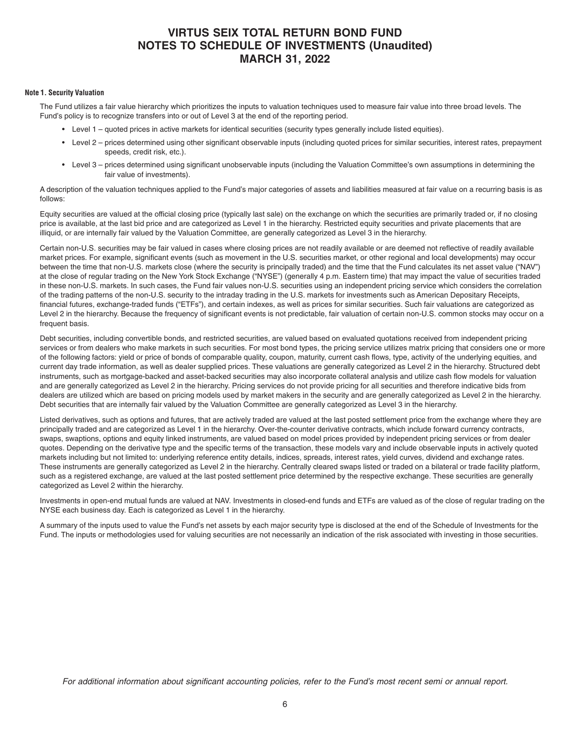# VIRTUS SEIX TOTAL RETURN BOND FUND
# NOTES TO SCHEDULE OF INVESTMENTS (Unaudited)
# MARCH 31, 2022

**Note 1. Security Valuation**

The Fund utilizes a fair value hierarchy which prioritizes the inputs to valuation techniques used to measure fair value into three broad levels. The Fund's policy is to recognize transfers into or out of Level 3 at the end of the reporting period.

- Level 1 – quoted prices in active markets for identical securities (security types generally include listed equities).
- Level 2 – prices determined using other significant observable inputs (including quoted prices for similar securities, interest rates, prepayment speeds, credit risk, etc.).
- Level 3 – prices determined using significant unobservable inputs (including the Valuation Committee's own assumptions in determining the fair value of investments).

A description of the valuation techniques applied to the Fund's major categories of assets and liabilities measured at fair value on a recurring basis is as follows:

Equity securities are valued at the official closing price (typically last sale) on the exchange on which the securities are primarily traded or, if no closing price is available, at the last bid price and are categorized as Level 1 in the hierarchy. Restricted equity securities and private placements that are illiquid, or are internally fair valued by the Valuation Committee, are generally categorized as Level 3 in the hierarchy.

Certain non-U.S. securities may be fair valued in cases where closing prices are not readily available or are deemed not reflective of readily available market prices. For example, significant events (such as movement in the U.S. securities market, or other regional and local developments) may occur between the time that non-U.S. markets close (where the security is principally traded) and the time that the Fund calculates its net asset value ("NAV") at the close of regular trading on the New York Stock Exchange ("NYSE") (generally 4 p.m. Eastern time) that may impact the value of securities traded in these non-U.S. markets. In such cases, the Fund fair values non-U.S. securities using an independent pricing service which considers the correlation of the trading patterns of the non-U.S. security to the intraday trading in the U.S. markets for investments such as American Depositary Receipts, financial futures, exchange-traded funds ("ETFs"), and certain indexes, as well as prices for similar securities. Such fair valuations are categorized as Level 2 in the hierarchy. Because the frequency of significant events is not predictable, fair valuation of certain non-U.S. common stocks may occur on a frequent basis.

Debt securities, including convertible bonds, and restricted securities, are valued based on evaluated quotations received from independent pricing services or from dealers who make markets in such securities. For most bond types, the pricing service utilizes matrix pricing that considers one or more of the following factors: yield or price of bonds of comparable quality, coupon, maturity, current cash flows, type, activity of the underlying equities, and current day trade information, as well as dealer supplied prices. These valuations are generally categorized as Level 2 in the hierarchy. Structured debt instruments, such as mortgage-backed and asset-backed securities may also incorporate collateral analysis and utilize cash flow models for valuation and are generally categorized as Level 2 in the hierarchy. Pricing services do not provide pricing for all securities and therefore indicative bids from dealers are utilized which are based on pricing models used by market makers in the security and are generally categorized as Level 2 in the hierarchy. Debt securities that are internally fair valued by the Valuation Committee are generally categorized as Level 3 in the hierarchy.

Listed derivatives, such as options and futures, that are actively traded are valued at the last posted settlement price from the exchange where they are principally traded and are categorized as Level 1 in the hierarchy. Over-the-counter derivative contracts, which include forward currency contracts, swaps, swaptions, options and equity linked instruments, are valued based on model prices provided by independent pricing services or from dealer quotes. Depending on the derivative type and the specific terms of the transaction, these models vary and include observable inputs in actively quoted markets including but not limited to: underlying reference entity details, indices, spreads, interest rates, yield curves, dividend and exchange rates. These instruments are generally categorized as Level 2 in the hierarchy. Centrally cleared swaps listed or traded on a bilateral or trade facility platform, such as a registered exchange, are valued at the last posted settlement price determined by the respective exchange. These securities are generally categorized as Level 2 within the hierarchy.

Investments in open-end mutual funds are valued at NAV. Investments in closed-end funds and ETFs are valued as of the close of regular trading on the NYSE each business day. Each is categorized as Level 1 in the hierarchy.

A summary of the inputs used to value the Fund's net assets by each major security type is disclosed at the end of the Schedule of Investments for the Fund. The inputs or methodologies used for valuing securities are not necessarily an indication of the risk associated with investing in those securities.

*For additional information about significant accounting policies, refer to the Fund's most recent semi or annual report.*